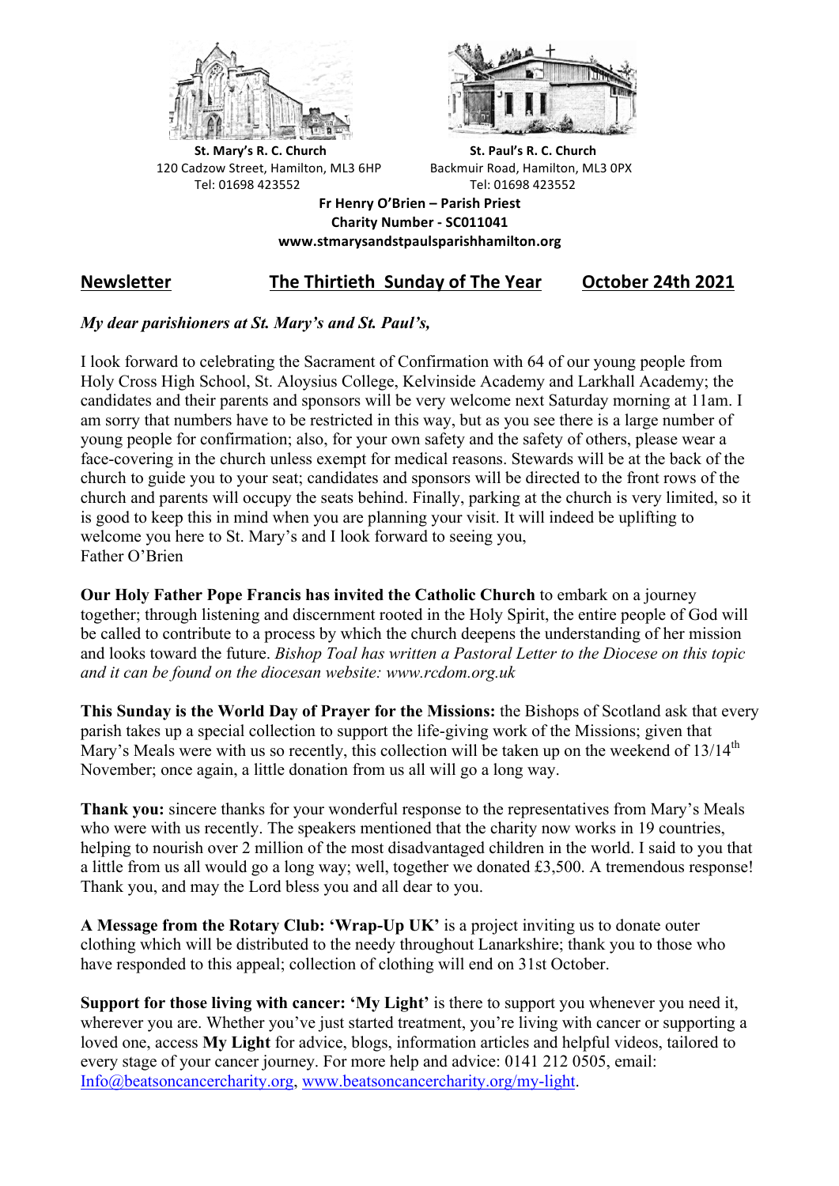**St. Mary's R. C. Church**
120 Cadzow Street, Hamilton, ML3 6HP
Tel: 01698 423552

**St. Paul's R. C. Church**
Backmuir Road, Hamilton, ML3 0PX
Tel: 01698 423552

**Fr Henry O'Brien – Parish Priest**
**Charity Number - SC011041**
**www.stmarysandstpaulsparishhamilton.org**

## Newsletter — The Thirtieth Sunday of The Year — October 24th 2021

*My dear parishioners at St. Mary's and St. Paul's,*

I look forward to celebrating the Sacrament of Confirmation with 64 of our young people from Holy Cross High School, St. Aloysius College, Kelvinside Academy and Larkhall Academy; the candidates and their parents and sponsors will be very welcome next Saturday morning at 11am. I am sorry that numbers have to be restricted in this way, but as you see there is a large number of young people for confirmation; also, for your own safety and the safety of others, please wear a face-covering in the church unless exempt for medical reasons. Stewards will be at the back of the church to guide you to your seat; candidates and sponsors will be directed to the front rows of the church and parents will occupy the seats behind. Finally, parking at the church is very limited, so it is good to keep this in mind when you are planning your visit. It will indeed be uplifting to welcome you here to St. Mary's and I look forward to seeing you,
Father O'Brien

**Our Holy Father Pope Francis has invited the Catholic Church** to embark on a journey together; through listening and discernment rooted in the Holy Spirit, the entire people of God will be called to contribute to a process by which the church deepens the understanding of her mission and looks toward the future. *Bishop Toal has written a Pastoral Letter to the Diocese on this topic and it can be found on the diocesan website: www.rcdom.org.uk*

**This Sunday is the World Day of Prayer for the Missions:** the Bishops of Scotland ask that every parish takes up a special collection to support the life-giving work of the Missions; given that Mary's Meals were with us so recently, this collection will be taken up on the weekend of 13/14th November; once again, a little donation from us all will go a long way.

**Thank you:** sincere thanks for your wonderful response to the representatives from Mary's Meals who were with us recently. The speakers mentioned that the charity now works in 19 countries, helping to nourish over 2 million of the most disadvantaged children in the world. I said to you that a little from us all would go a long way; well, together we donated £3,500. A tremendous response! Thank you, and may the Lord bless you and all dear to you.

**A Message from the Rotary Club: 'Wrap-Up UK'** is a project inviting us to donate outer clothing which will be distributed to the needy throughout Lanarkshire; thank you to those who have responded to this appeal; collection of clothing will end on 31st October.

**Support for those living with cancer: 'My Light'** is there to support you whenever you need it, wherever you are. Whether you've just started treatment, you're living with cancer or supporting a loved one, access **My Light** for advice, blogs, information articles and helpful videos, tailored to every stage of your cancer journey. For more help and advice: 0141 212 0505, email: Info@beatsoncancercharity.org, www.beatsoncancercharity.org/my-light.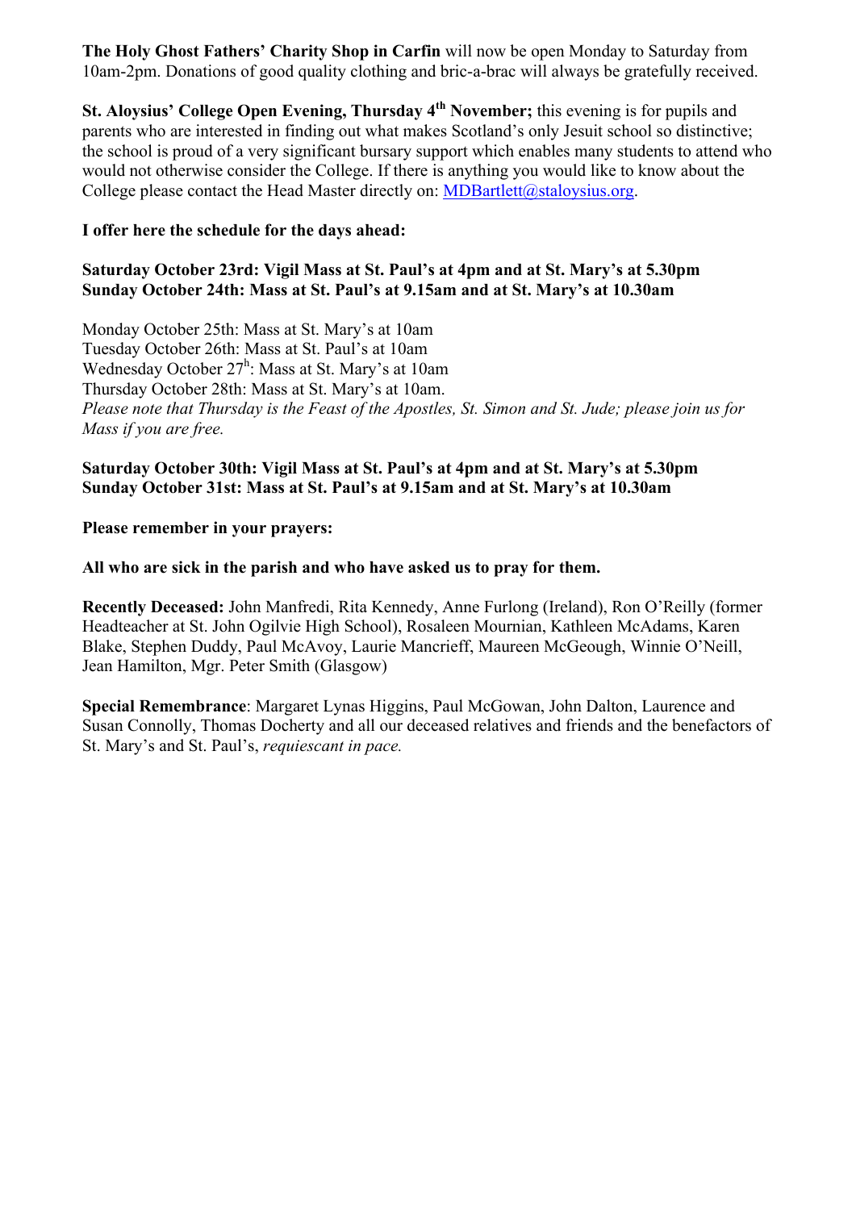**The Holy Ghost Fathers' Charity Shop in Carfin** will now be open Monday to Saturday from 10am-2pm. Donations of good quality clothing and bric-a-brac will always be gratefully received.

**St. Aloysius' College Open Evening, Thursday 4th November;** this evening is for pupils and parents who are interested in finding out what makes Scotland's only Jesuit school so distinctive; the school is proud of a very significant bursary support which enables many students to attend who would not otherwise consider the College. If there is anything you would like to know about the College please contact the Head Master directly on: MDBartlett@staloysius.org.

**I offer here the schedule for the days ahead:**

**Saturday October 23rd: Vigil Mass at St. Paul's at 4pm and at St. Mary's at 5.30pm**
**Sunday October 24th: Mass at St. Paul's at 9.15am and at St. Mary's at 10.30am**

Monday October 25th: Mass at St. Mary's at 10am
Tuesday October 26th: Mass at St. Paul's at 10am
Wednesday October 27h: Mass at St. Mary's at 10am
Thursday October 28th: Mass at St. Mary's at 10am.
*Please note that Thursday is the Feast of the Apostles, St. Simon and St. Jude; please join us for Mass if you are free.*

**Saturday October 30th: Vigil Mass at St. Paul's at 4pm and at St. Mary's at 5.30pm**
**Sunday October 31st: Mass at St. Paul's at 9.15am and at St. Mary's at 10.30am**

**Please remember in your prayers:**

**All who are sick in the parish and who have asked us to pray for them.**

**Recently Deceased:** John Manfredi, Rita Kennedy, Anne Furlong (Ireland), Ron O'Reilly (former Headteacher at St. John Ogilvie High School), Rosaleen Mournian, Kathleen McAdams, Karen Blake, Stephen Duddy, Paul McAvoy, Laurie Mancrieff, Maureen McGeough, Winnie O'Neill, Jean Hamilton, Mgr. Peter Smith (Glasgow)

**Special Remembrance**: Margaret Lynas Higgins, Paul McGowan, John Dalton, Laurence and Susan Connolly, Thomas Docherty and all our deceased relatives and friends and the benefactors of St. Mary's and St. Paul's, *requiescant in pace.*